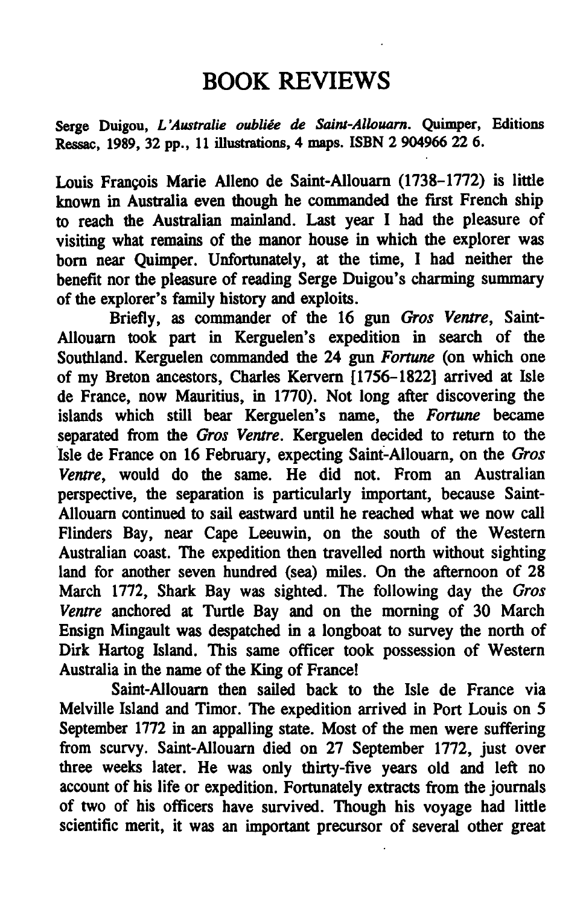# BOOK REVIEWS

Serge Duigou, *L'Australie oubliée de Saint-Allouarn*. Quimper, Editions Ressac, 1989, 32 pp., 11 illustrations, 4 maps. ISBN 2 904966 22 6.

Louis François Marie Alleno de Saint-Allouarn (1738–1772) is little known in Australia even though he commanded the first French ship to reach the Australian mainland. Last year I had the pleasure of visiting what remains of the manor house in which the explorer was born near Quimper. Unfortunately, at the time, I had neither the benefit nor the pleasure of reading Serge Duigou's charming summary of the explorer's family history and exploits.

Briefly, as commander of the 16 gun *Gros Ventre*, Saint-Allouarn took part in Kerguelen's expedition in search of the Southland. Kerguelen commanded the 24 gun *Fortune* (on which one of my Breton ancestors, Charles Kervern [1756–1822] arrived at Isle de France, now Mauritius, in 1770). Not long after discovering the islands which still bear Kerguelen's name, the *Fortune* became separated from the *Gros Ventre*. Kerguelen decided to return to the Isle de France on 16 February, expecting Saint-Allouarn, on the *Gros Ventre*, would do the same. He did not. From an Australian perspective, the separation is particularly important, because Saint-Allouarn continued to sail eastward until he reached what we now call Flinders Bay, near Cape Leeuwin, on the south of the Western Australian coast. The expedition then travelled north without sighting land for another seven hundred (sea) miles. On the afternoon of 28 March 1772, Shark Bay was sighted. The following day the *Gros Ventre* anchored at Turtle Bay and on the morning of 30 March Ensign Mingault was despatched in a longboat to survey the north of Dirk Hartog Island. This same officer took possession of Western Australia in the name of the King of France!

Saint-Allouarn then sailed back to the Isle de France via Melville Island and Timor. The expedition arrived in Port Louis on 5 September 1772 in an appalling state. Most of the men were suffering from scurvy. Saint-Allouarn died on 27 September 1772, just over three weeks later. He was only thirty-five years old and left no account of his life or expedition. Fortunately extracts from the journals of two of his officers have survived. Though his voyage had little scientific merit, it was an important precursor of several other great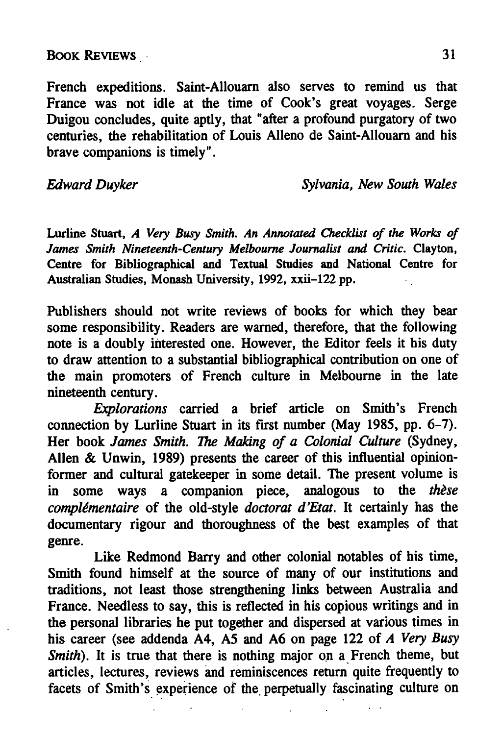French expeditions. Saint-Allouarn also serves to remind us that France was not idle at the time of Cook's great voyages. Serge Duigou concludes, quite aptly, that "after a profound purgatory of two centuries, the rehabilitation of Louis Alleno de Saint-Allouarn and his brave companions is timely".

*Edward Duyker* — *Sylvania, New South Wales*

Lurline Stuart, *A Very Busy Smith. An Annotated Checklist of the Works of James Smith Nineteenth-Century Melbourne Journalist and Critic*. Clayton, Centre for Bibliographical and Textual Studies and National Centre for Australian Studies, Monash University, 1992, xxii–122 pp.

Publishers should not write reviews of books for which they bear some responsibility. Readers are warned, therefore, that the following note is a doubly interested one. However, the Editor feels it his duty to draw attention to a substantial bibliographical contribution on one of the main promoters of French culture in Melbourne in the late nineteenth century.

*Explorations* carried a brief article on Smith's French connection by Lurline Stuart in its first number (May 1985, pp. 6–7). Her book *James Smith. The Making of a Colonial Culture* (Sydney, Allen & Unwin, 1989) presents the career of this influential opinion-former and cultural gatekeeper in some detail. The present volume is in some ways a companion piece, analogous to the *thèse complémentaire* of the old-style *doctorat d'Etat*. It certainly has the documentary rigour and thoroughness of the best examples of that genre.

Like Redmond Barry and other colonial notables of his time, Smith found himself at the source of many of our institutions and traditions, not least those strengthening links between Australia and France. Needless to say, this is reflected in his copious writings and in the personal libraries he put together and dispersed at various times in his career (see addenda A4, A5 and A6 on page 122 of *A Very Busy Smith*). It is true that there is nothing major on a French theme, but articles, lectures, reviews and reminiscences return quite frequently to facets of Smith's experience of the perpetually fascinating culture on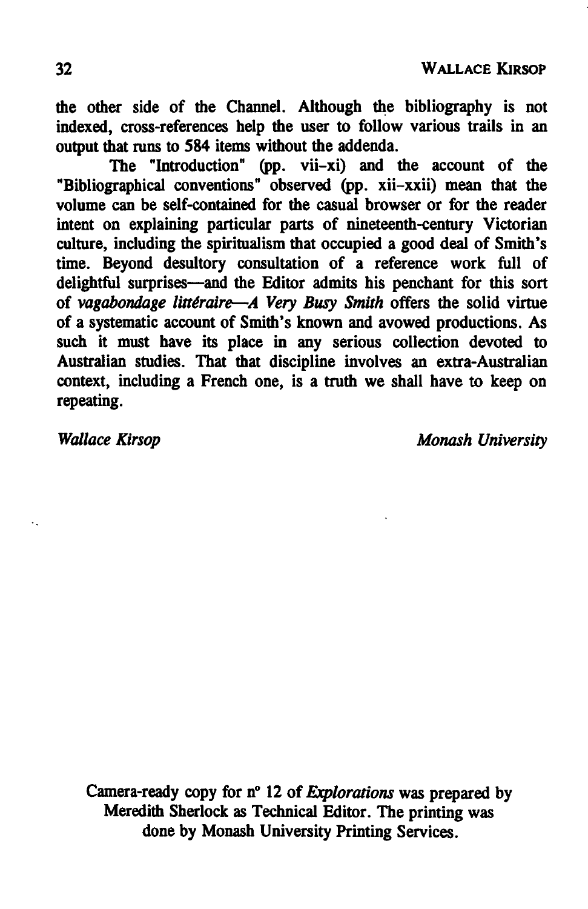the other side of the Channel. Although the bibliography is not indexed, cross-references help the user to follow various trails in an output that runs to 584 items without the addenda.

The "Introduction" (pp. vii–xi) and the account of the "Bibliographical conventions" observed (pp. xii–xxii) mean that the volume can be self-contained for the casual browser or for the reader intent on explaining particular parts of nineteenth-century Victorian culture, including the spiritualism that occupied a good deal of Smith's time. Beyond desultory consultation of a reference work full of delightful surprises—and the Editor admits his penchant for this sort of *vagabondage littéraire*—*A Very Busy Smith* offers the solid virtue of a systematic account of Smith's known and avowed productions. As such it must have its place in any serious collection devoted to Australian studies. That that discipline involves an extra-Australian context, including a French one, is a truth we shall have to keep on repeating.

*Wallace Kirsop* — *Monash University*

Camera-ready copy for nº 12 of *Explorations* was prepared by Meredith Sherlock as Technical Editor. The printing was done by Monash University Printing Services.